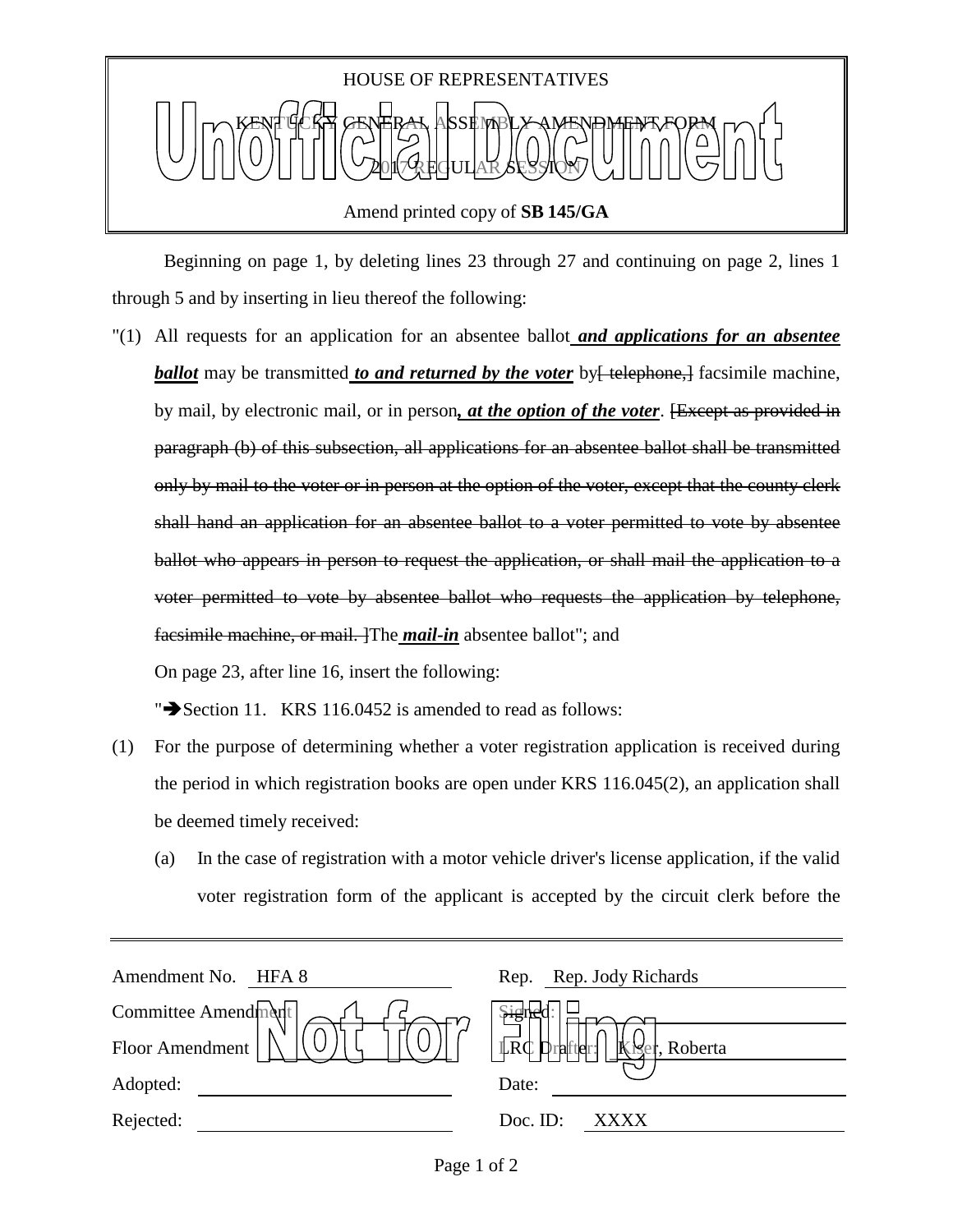HOUSE OF REPRESENTATIVES

KENTUCKY GENERAL ASSEMBLY AMENDMENT FORM

2017 REGULAR SESSION

Amend printed copy of **SB 145/GA**

Beginning on page 1, by deleting lines 23 through 27 and continuing on page 2, lines 1 through 5 and by inserting in lieu thereof the following:

"(1) All requests for an application for an absentee ballot ***and applications for an absentee ballot*** may be transmitted ***to and returned by the voter*** by~~[ telephone,]~~ facsimile machine, by mail, by electronic mail, or in person***, at the option of the voter***. ~~[Except as provided in paragraph (b) of this subsection, all applications for an absentee ballot shall be transmitted only by mail to the voter or in person at the option of the voter, except that the county clerk shall hand an application for an absentee ballot to a voter permitted to vote by absentee ballot who appears in person to request the application, or shall mail the application to a voter permitted to vote by absentee ballot who requests the application by telephone, facsimile machine, or mail. ]~~The ***mail-in*** absentee ballot"; and

On page 23, after line 16, insert the following:

"➔Section 11. KRS 116.0452 is amended to read as follows:

(1) For the purpose of determining whether a voter registration application is received during the period in which registration books are open under KRS 116.045(2), an application shall be deemed timely received:

(a) In the case of registration with a motor vehicle driver's license application, if the valid voter registration form of the applicant is accepted by the circuit clerk before the

| | | | |
|---|---|---|---|
| Amendment No. | HFA 8 | Rep. | Rep. Jody Richards |
| Committee Amendment | | Signed: | |
| Floor Amendment | | LRC Drafter: | Kiser, Roberta |
| Adopted: | | Date: | |
| Rejected: | | Doc. ID: | XXXX |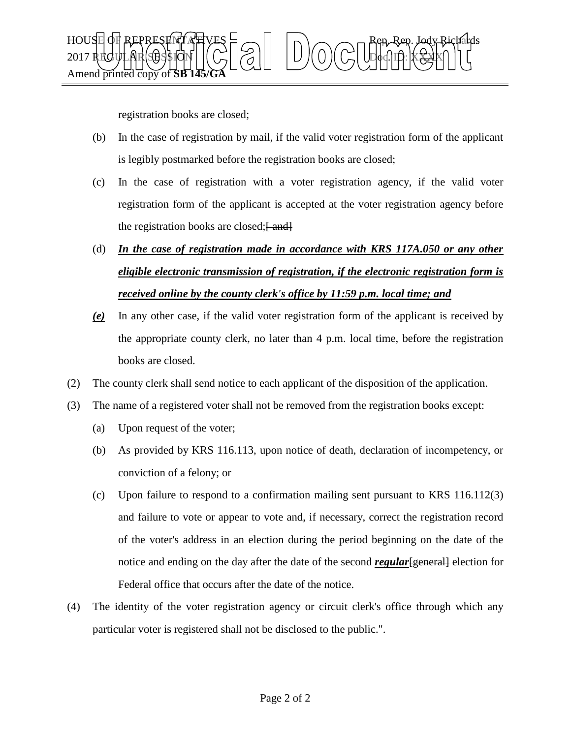registration books are closed;

(b) In the case of registration by mail, if the valid voter registration form of the applicant is legibly postmarked before the registration books are closed;

(c) In the case of registration with a voter registration agency, if the valid voter registration form of the applicant is accepted at the voter registration agency before the registration books are closed;~~[ and]~~

(d) ***In the case of registration made in accordance with KRS 117A.050 or any other eligible electronic transmission of registration, if the electronic registration form is received online by the county clerk's office by 11:59 p.m. local time; and***

***(e)*** In any other case, if the valid voter registration form of the applicant is received by the appropriate county clerk, no later than 4 p.m. local time, before the registration books are closed.

(2) The county clerk shall send notice to each applicant of the disposition of the application.

(3) The name of a registered voter shall not be removed from the registration books except:

(a) Upon request of the voter;

(b) As provided by KRS 116.113, upon notice of death, declaration of incompetency, or conviction of a felony; or

(c) Upon failure to respond to a confirmation mailing sent pursuant to KRS 116.112(3) and failure to vote or appear to vote and, if necessary, correct the registration record of the voter's address in an election during the period beginning on the date of the notice and ending on the day after the date of the second ***regular***~~[general]~~ election for Federal office that occurs after the date of the notice.

(4) The identity of the voter registration agency or circuit clerk's office through which any particular voter is registered shall not be disclosed to the public.".